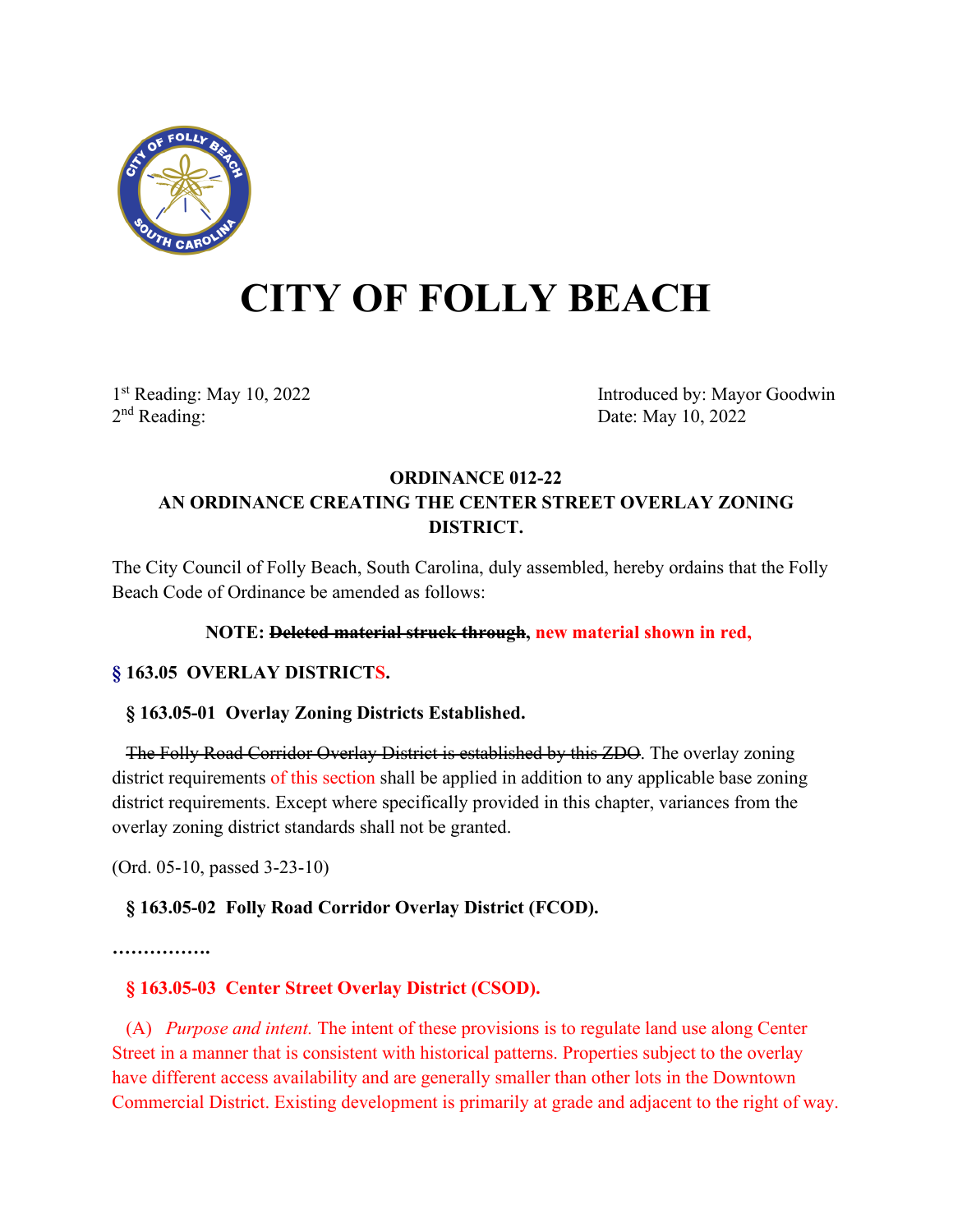# CITY OF FOLLY BEACH

1[st] Reading: May 10, 2022
2[nd] Reading:

Introduced by: Mayor Goodwin
Date: May 10, 2022

**ORDINANCE 012-22**
**AN ORDINANCE CREATING THE CENTER STREET OVERLAY ZONING DISTRICT.**

The City Council of Folly Beach, South Carolina, duly assembled, hereby ordains that the Folly Beach Code of Ordinance be amended as follows:

**NOTE: ~~Deleted material struck through~~, new material shown in red,**

**§ 163.05 OVERLAY DISTRICTS.**

**§ 163.05-01 Overlay Zoning Districts Established.**

~~The Folly Road Corridor Overlay District is established by this ZDO~~. The overlay zoning district requirements of this section shall be applied in addition to any applicable base zoning district requirements. Except where specifically provided in this chapter, variances from the overlay zoning district standards shall not be granted.

(Ord. 05-10, passed 3-23-10)

**§ 163.05-02 Folly Road Corridor Overlay District (FCOD).**

**…………….**

**§ 163.05-03 Center Street Overlay District (CSOD).**

(A) *Purpose and intent.* The intent of these provisions is to regulate land use along Center Street in a manner that is consistent with historical patterns. Properties subject to the overlay have different access availability and are generally smaller than other lots in the Downtown Commercial District. Existing development is primarily at grade and adjacent to the right of way.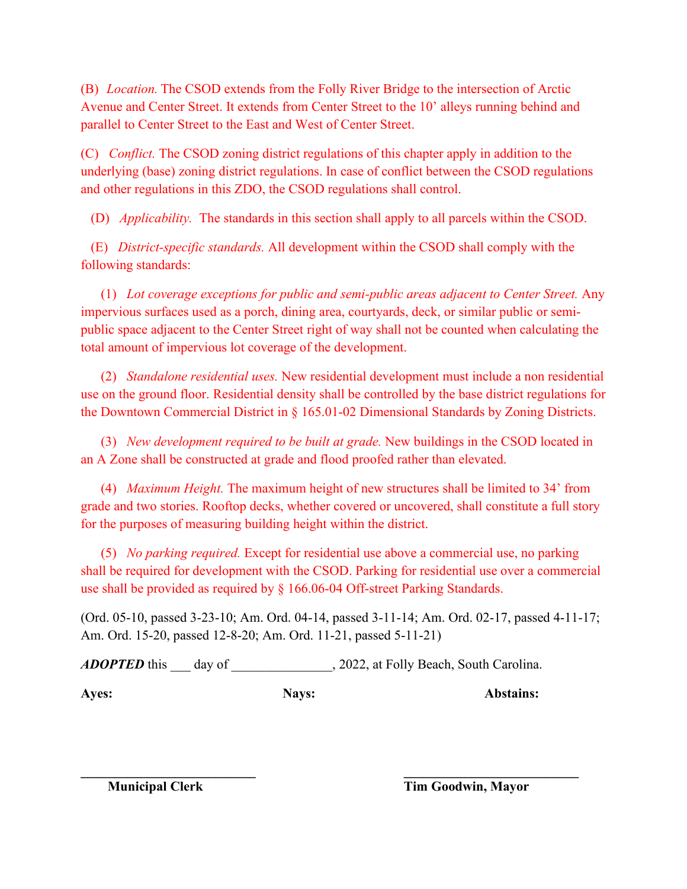(B) *Location.* The CSOD extends from the Folly River Bridge to the intersection of Arctic Avenue and Center Street. It extends from Center Street to the 10' alleys running behind and parallel to Center Street to the East and West of Center Street.

(C) *Conflict.* The CSOD zoning district regulations of this chapter apply in addition to the underlying (base) zoning district regulations. In case of conflict between the CSOD regulations and other regulations in this ZDO, the CSOD regulations shall control.

(D) *Applicability.* The standards in this section shall apply to all parcels within the CSOD.

(E) *District-specific standards.* All development within the CSOD shall comply with the following standards:

(1) *Lot coverage exceptions for public and semi-public areas adjacent to Center Street.* Any impervious surfaces used as a porch, dining area, courtyards, deck, or similar public or semi-public space adjacent to the Center Street right of way shall not be counted when calculating the total amount of impervious lot coverage of the development.

(2) *Standalone residential uses.* New residential development must include a non residential use on the ground floor. Residential density shall be controlled by the base district regulations for the Downtown Commercial District in § 165.01-02 Dimensional Standards by Zoning Districts.

(3) *New development required to be built at grade.* New buildings in the CSOD located in an A Zone shall be constructed at grade and flood proofed rather than elevated.

(4) *Maximum Height.* The maximum height of new structures shall be limited to 34' from grade and two stories. Rooftop decks, whether covered or uncovered, shall constitute a full story for the purposes of measuring building height within the district.

(5) *No parking required.* Except for residential use above a commercial use, no parking shall be required for development with the CSOD. Parking for residential use over a commercial use shall be provided as required by § 166.06-04 Off-street Parking Standards.

(Ord. 05-10, passed 3-23-10; Am. Ord. 04-14, passed 3-11-14; Am. Ord. 02-17, passed 4-11-17; Am. Ord. 15-20, passed 12-8-20; Am. Ord. 11-21, passed 5-11-21)

***ADOPTED*** this ___ day of _______________, 2022, at Folly Beach, South Carolina.

**Ayes:** **Nays:** **Abstains:**

____________________________ ____________________________

**Municipal Clerk** **Tim Goodwin, Mayor**